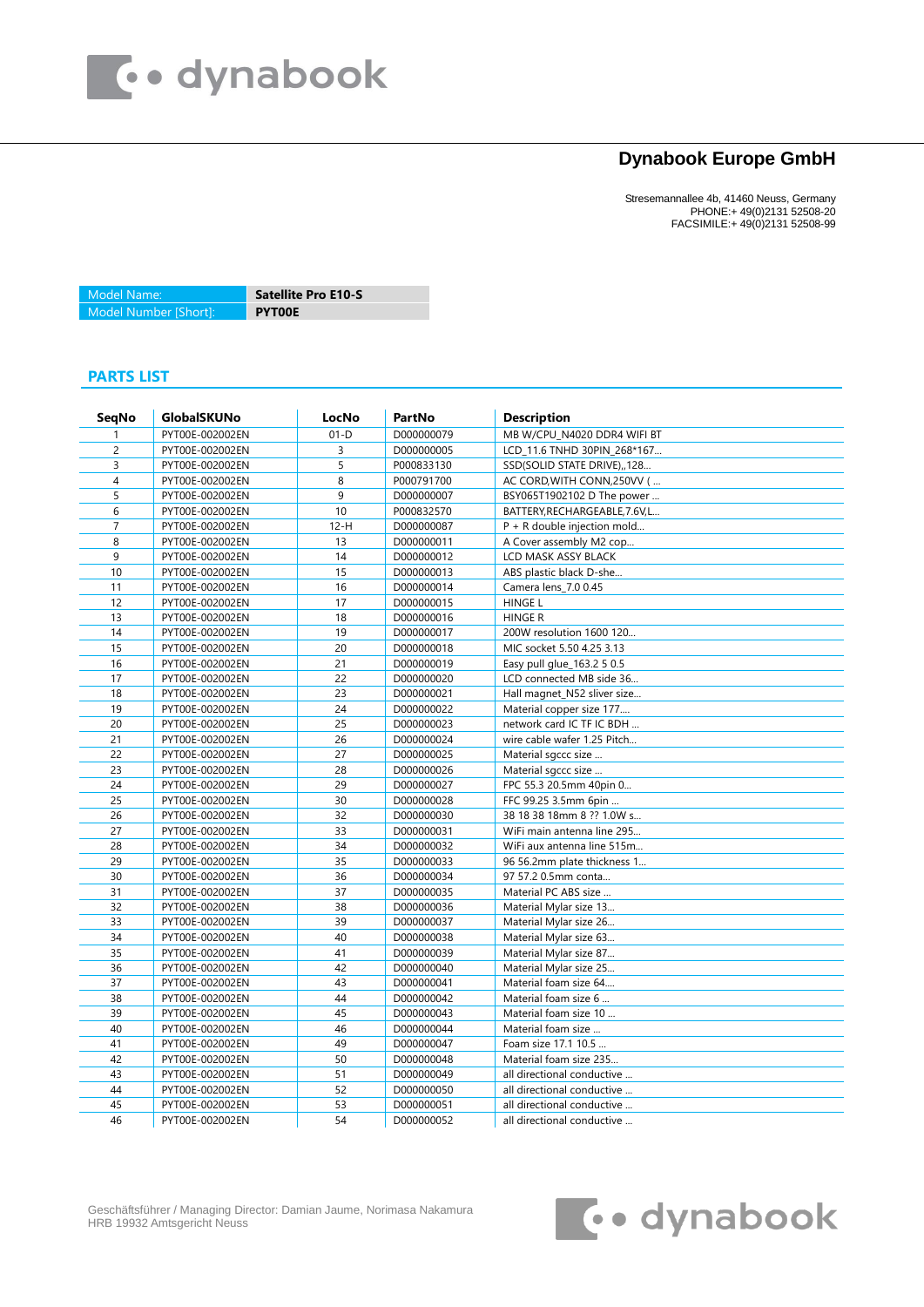dynabook

# Dynabook Europe GmbH

Stresemannallee 4b, 41460 Neuss, Germany
PHONE:+ 49(0)2131 52508-20
FACSIMILE:+ 49(0)2131 52508-99

| Model Name: | **Satellite Pro E10-S** |
|---|---|
| Model Number [Short]: | **PYT00E** |

## PARTS LIST

| SeqNo | GlobalSKUNo | LocNo | PartNo | Description |
|---|---|---|---|---|
| 1 | PYT00E-002002EN | 01-D | D000000079 | MB W/CPU_N4020 DDR4 WIFI BT |
| 2 | PYT00E-002002EN | 3 | D000000005 | LCD_11.6 TNHD 30PIN_268*167... |
| 3 | PYT00E-002002EN | 5 | P000833130 | SSD(SOLID STATE DRIVE),,128... |
| 4 | PYT00E-002002EN | 8 | P000791700 | AC CORD,WITH CONN,250VV ( ... |
| 5 | PYT00E-002002EN | 9 | D000000007 | BSY065T1902102 D The power ... |
| 6 | PYT00E-002002EN | 10 | P000832570 | BATTERY,RECHARGEABLE,7.6V,L... |
| 7 | PYT00E-002002EN | 12-H | D000000087 | P + R double injection mold... |
| 8 | PYT00E-002002EN | 13 | D000000011 | A Cover assembly M2 cop... |
| 9 | PYT00E-002002EN | 14 | D000000012 | LCD MASK ASSY BLACK |
| 10 | PYT00E-002002EN | 15 | D000000013 | ABS plastic black D-she... |
| 11 | PYT00E-002002EN | 16 | D000000014 | Camera lens_7.0 0.45 |
| 12 | PYT00E-002002EN | 17 | D000000015 | HINGE L |
| 13 | PYT00E-002002EN | 18 | D000000016 | HINGE R |
| 14 | PYT00E-002002EN | 19 | D000000017 | 200W resolution 1600 120... |
| 15 | PYT00E-002002EN | 20 | D000000018 | MIC socket 5.50 4.25 3.13 |
| 16 | PYT00E-002002EN | 21 | D000000019 | Easy pull glue_163.2 5 0.5 |
| 17 | PYT00E-002002EN | 22 | D000000020 | LCD connected MB side 36... |
| 18 | PYT00E-002002EN | 23 | D000000021 | Hall magnet_N52 sliver size... |
| 19 | PYT00E-002002EN | 24 | D000000022 | Material copper size 177.... |
| 20 | PYT00E-002002EN | 25 | D000000023 | network card IC TF IC BDH ... |
| 21 | PYT00E-002002EN | 26 | D000000024 | wire cable wafer 1.25 Pitch... |
| 22 | PYT00E-002002EN | 27 | D000000025 | Material sgccc size ... |
| 23 | PYT00E-002002EN | 28 | D000000026 | Material sgccc size ... |
| 24 | PYT00E-002002EN | 29 | D000000027 | FPC 55.3 20.5mm 40pin 0... |
| 25 | PYT00E-002002EN | 30 | D000000028 | FFC 99.25 3.5mm 6pin ... |
| 26 | PYT00E-002002EN | 32 | D000000030 | 38 18 38 18mm 8 ?? 1.0W s... |
| 27 | PYT00E-002002EN | 33 | D000000031 | WiFi main antenna line 295... |
| 28 | PYT00E-002002EN | 34 | D000000032 | WiFi aux antenna line 515m... |
| 29 | PYT00E-002002EN | 35 | D000000033 | 96 56.2mm plate thickness 1... |
| 30 | PYT00E-002002EN | 36 | D000000034 | 97 57.2 0.5mm conta... |
| 31 | PYT00E-002002EN | 37 | D000000035 | Material PC ABS size ... |
| 32 | PYT00E-002002EN | 38 | D000000036 | Material Mylar size 13... |
| 33 | PYT00E-002002EN | 39 | D000000037 | Material Mylar size 26... |
| 34 | PYT00E-002002EN | 40 | D000000038 | Material Mylar size 63... |
| 35 | PYT00E-002002EN | 41 | D000000039 | Material Mylar size 87... |
| 36 | PYT00E-002002EN | 42 | D000000040 | Material Mylar size 25... |
| 37 | PYT00E-002002EN | 43 | D000000041 | Material foam size 64.... |
| 38 | PYT00E-002002EN | 44 | D000000042 | Material foam size 6 ... |
| 39 | PYT00E-002002EN | 45 | D000000043 | Material foam size 10 ... |
| 40 | PYT00E-002002EN | 46 | D000000044 | Material foam size ... |
| 41 | PYT00E-002002EN | 49 | D000000047 | Foam size 17.1 10.5 ... |
| 42 | PYT00E-002002EN | 50 | D000000048 | Material foam size 235... |
| 43 | PYT00E-002002EN | 51 | D000000049 | all directional conductive ... |
| 44 | PYT00E-002002EN | 52 | D000000050 | all directional conductive ... |
| 45 | PYT00E-002002EN | 53 | D000000051 | all directional conductive ... |
| 46 | PYT00E-002002EN | 54 | D000000052 | all directional conductive ... |

Geschäftsführer / Managing Director: Damian Jaume, Norimasa Nakamura
HRB 19932 Amtsgericht Neuss

dynabook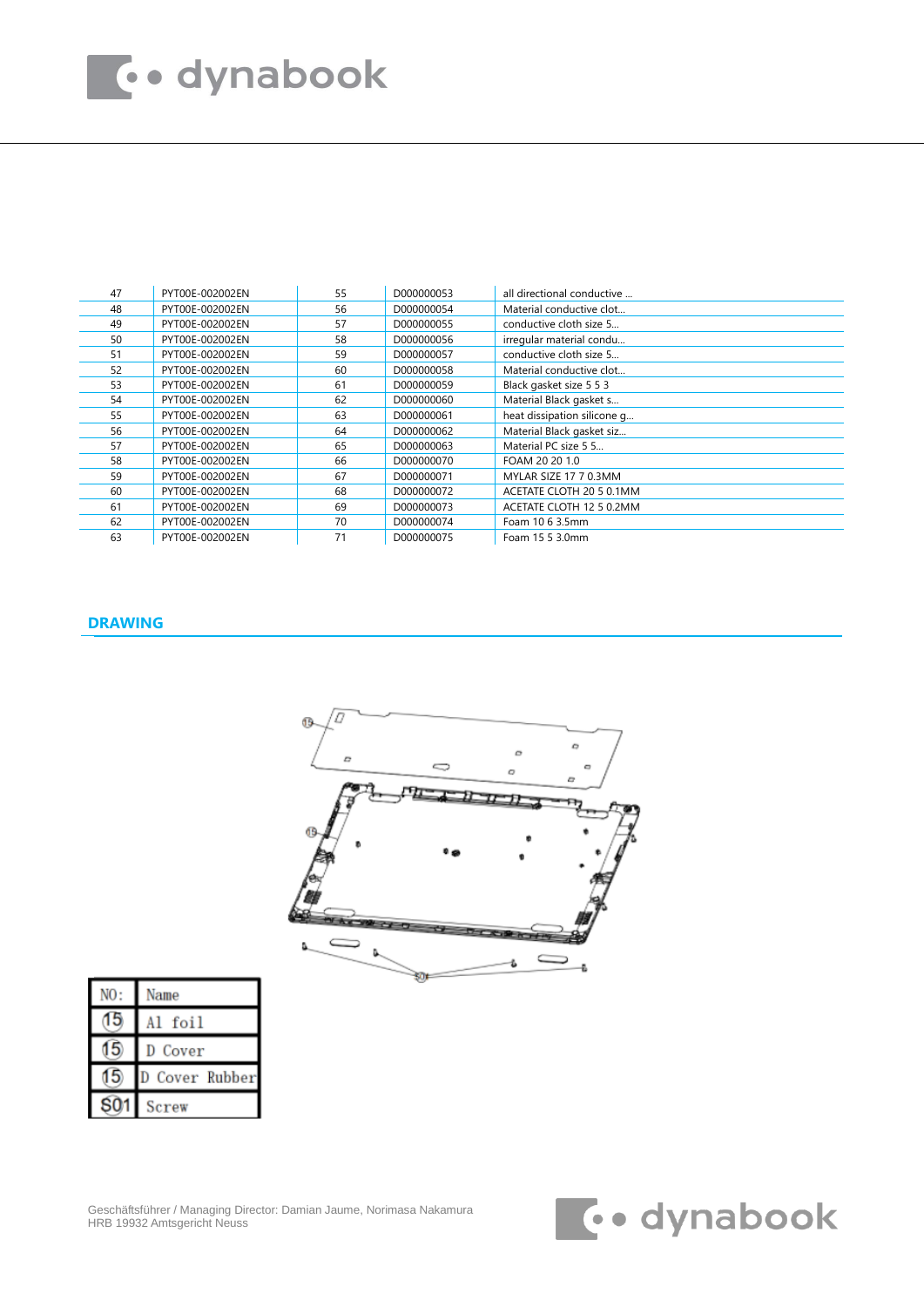| | | | | |
|---|---|---|---|---|
| 47 | PYT00E-002002EN | 55 | D000000053 | all directional conductive ... |
| 48 | PYT00E-002002EN | 56 | D000000054 | Material conductive clot... |
| 49 | PYT00E-002002EN | 57 | D000000055 | conductive cloth size 5... |
| 50 | PYT00E-002002EN | 58 | D000000056 | irregular material condu... |
| 51 | PYT00E-002002EN | 59 | D000000057 | conductive cloth size 5... |
| 52 | PYT00E-002002EN | 60 | D000000058 | Material conductive clot... |
| 53 | PYT00E-002002EN | 61 | D000000059 | Black gasket size 5 5 3 |
| 54 | PYT00E-002002EN | 62 | D000000060 | Material Black gasket s... |
| 55 | PYT00E-002002EN | 63 | D000000061 | heat dissipation silicone g... |
| 56 | PYT00E-002002EN | 64 | D000000062 | Material Black gasket siz... |
| 57 | PYT00E-002002EN | 65 | D000000063 | Material PC size 5 5... |
| 58 | PYT00E-002002EN | 66 | D000000070 | FOAM 20 20 1.0 |
| 59 | PYT00E-002002EN | 67 | D000000071 | MYLAR SIZE 17 7 0.3MM |
| 60 | PYT00E-002002EN | 68 | D000000072 | ACETATE CLOTH 20 5 0.1MM |
| 61 | PYT00E-002002EN | 69 | D000000073 | ACETATE CLOTH 12 5 0.2MM |
| 62 | PYT00E-002002EN | 70 | D000000074 | Foam 10 6 3.5mm |
| 63 | PYT00E-002002EN | 71 | D000000075 | Foam 15 5 3.0mm |

## DRAWING

| NO: | Name |
|---|---|
| 15 | Al foil |
| 15 | D Cover |
| 15 | D Cover Rubber |
| S01 | Screw |

Geschäftsführer / Managing Director: Damian Jaume, Norimasa Nakamura
HRB 19932 Amtsgericht Neuss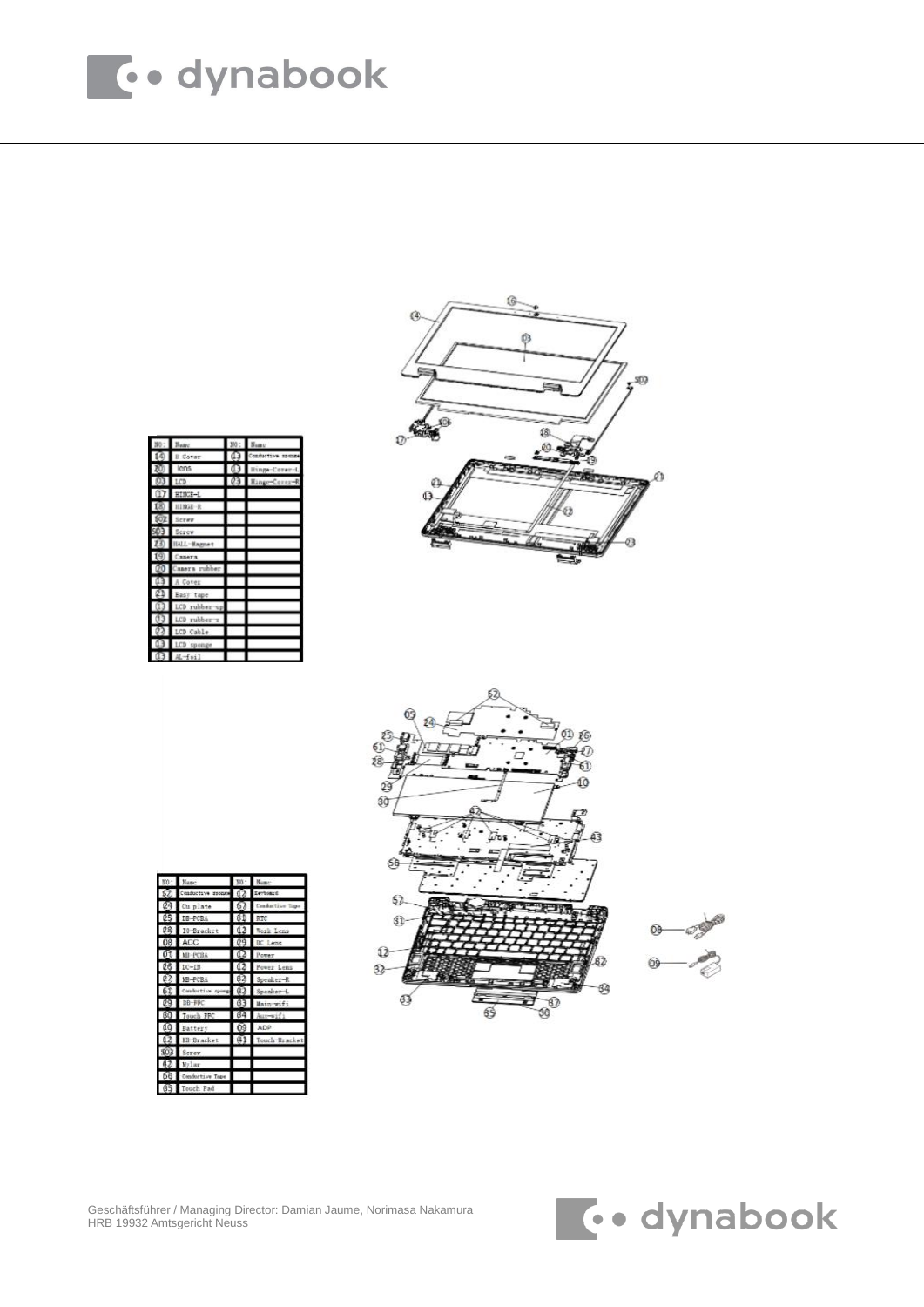| NO: | Name | NO: | Name |
| --- | --- | --- | --- |
| 14 | B Cover | 13 | Conductive sponge |
| 20 | lens | 13 | Hinge-Cover-L |
| 03 | LCD | 23 | Hinge-Cover-R |
| 17 | HINGE-L | | |
| 18 | HINGE-R | | |
| 502 | Screw | | |
| 503 | Screw | | |
| 23 | HALL-Magnet | | |
| 19 | Camera | | |
| 20 | Camera rubber | | |
| 13 | A Cover | | |
| 21 | Easy tape | | |
| 13 | LCD rubber-up | | |
| 13 | LCD rubber-r | | |
| 22 | LCD Cable | | |
| 13 | LCD sponge | | |
| 13 | AL-foil | | |

| NO: | Name | NO: | Name |
| --- | --- | --- | --- |
| 52 | Conductive sponge | 12 | Keyboard |
| 24 | Cu plate | 62 | Conductive Tape |
| 25 | DB-PCBA | 81 | RTC |
| 28 | IO-Bracket | 12 | Work Lens |
| 08 | ACC | 29 | DC Lens |
| 01 | MB-PCBA | 12 | Power |
| 26 | DC-IN | 12 | Power Lens |
| 27 | MB-PCBA | 82 | Speaker-R |
| 61 | Conductive sponge | 82 | Speaker-L |
| 29 | DB-FPC | 83 | Main-wifi |
| 30 | Touch FPC | 84 | Aux-wifi |
| 10 | Battery | 09 | ADP |
| 12 | KB-Bracket | 81 | Touch-Bracket |
| 503 | Screw | | |
| 42 | Mylar | | |
| 56 | Conductive Tape | | |
| 85 | Touch Pad | | |

Geschäftsführer / Managing Director: Damian Jaume, Norimasa Nakamura
HRB 19932 Amtsgericht Neuss